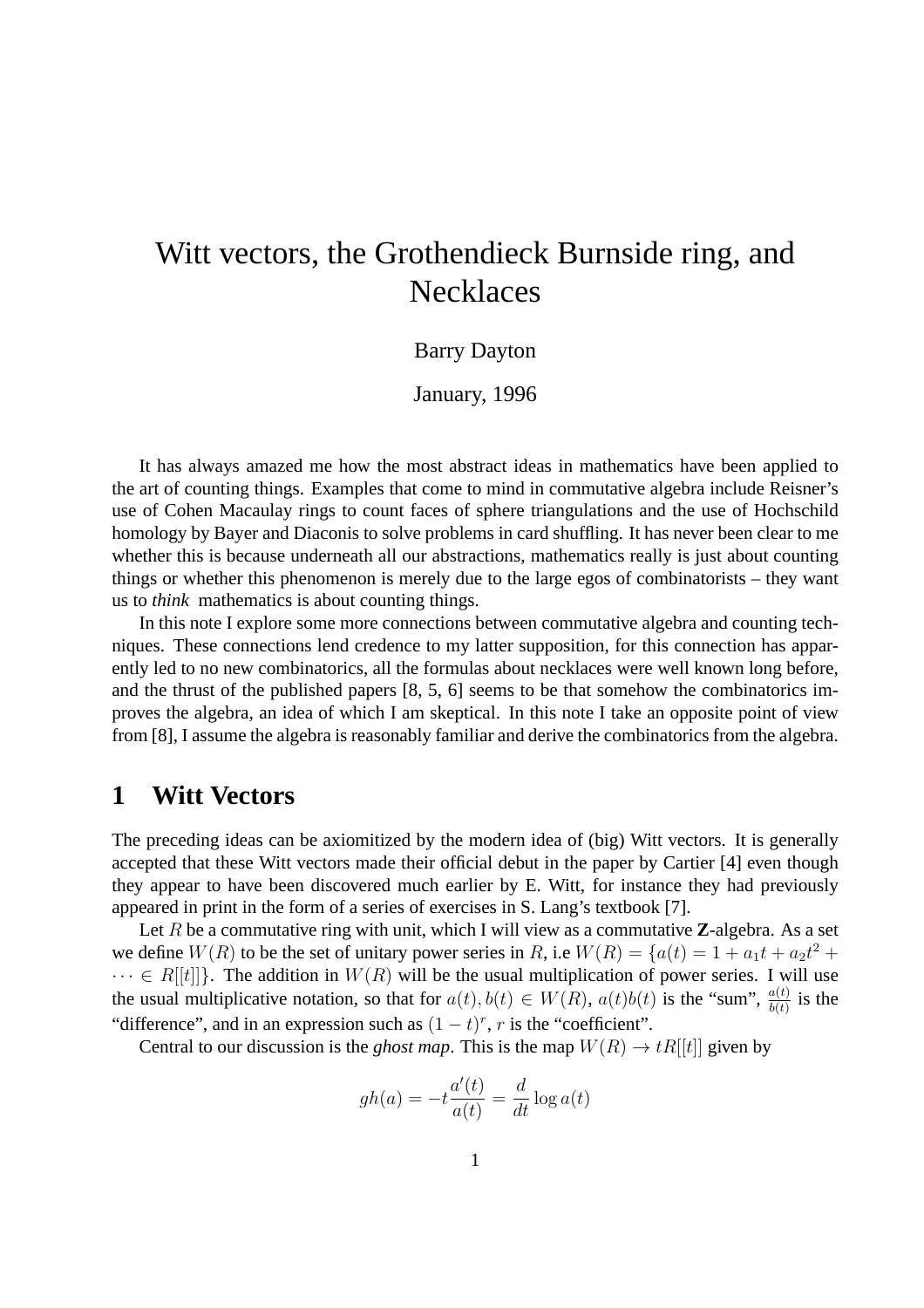# Witt vectors, the Grothendieck Burnside ring, and Necklaces

Barry Dayton

January, 1996

It has always amazed me how the most abstract ideas in mathematics have been applied to the art of counting things. Examples that come to mind in commutative algebra include Reisner's use of Cohen Macaulay rings to count faces of sphere triangulations and the use of Hochschild homology by Bayer and Diaconis to solve problems in card shuffling. It has never been clear to me whether this is because underneath all our abstractions, mathematics really is just about counting things or whether this phenomenon is merely due to the large egos of combinatorists – they want us to *think* mathematics is about counting things.

In this note I explore some more connections between commutative algebra and counting techniques. These connections lend credence to my latter supposition, for this connection has apparently led to no new combinatorics, all the formulas about necklaces were well known long before, and the thrust of the published papers [8, 5, 6] seems to be that somehow the combinatorics improves the algebra, an idea of which I am skeptical. In this note I take an opposite point of view from [8], I assume the algebra is reasonably familiar and derive the combinatorics from the algebra.

## 1 Witt Vectors

The preceding ideas can be axiomitized by the modern idea of (big) Witt vectors. It is generally accepted that these Witt vectors made their official debut in the paper by Cartier [4] even though they appear to have been discovered much earlier by E. Witt, for instance they had previously appeared in print in the form of a series of exercises in S. Lang's textbook [7].

Let $R$ be a commutative ring with unit, which I will view as a commutative **Z**-algebra. As a set we define $W(R)$ to be the set of unitary power series in $R$, i.e $W(R) = \{a(t) = 1 + a_1t + a_2t^2 + \cdots \in R[[t]]\}$. The addition in $W(R)$ will be the usual multiplication of power series. I will use the usual multiplicative notation, so that for $a(t), b(t) \in W(R)$, $a(t)b(t)$ is the "sum", $\frac{a(t)}{b(t)}$ is the "difference", and in an expression such as $(1-t)^r$, $r$ is the "coefficient".

Central to our discussion is the *ghost map*. This is the map $W(R) \to tR[[t]]$ given by

$$gh(a) = -t\frac{a'(t)}{a(t)} = \frac{d}{dt}\log a(t)$$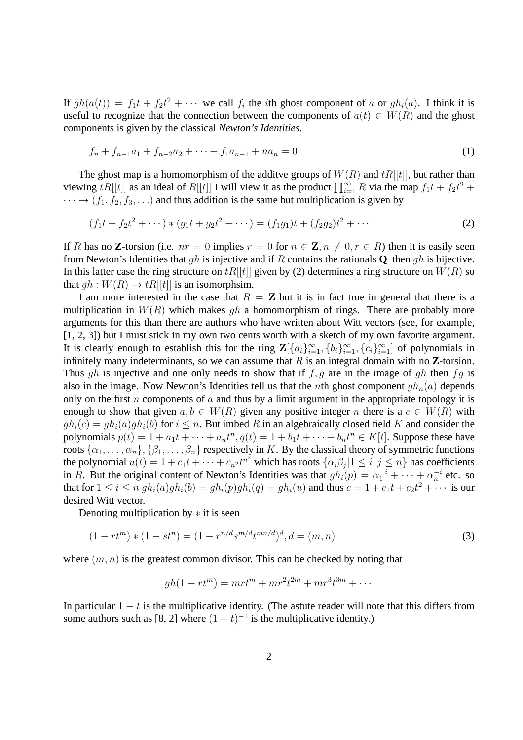If $gh(a(t)) = f_1 t + f_2 t^2 + \cdots$ we call $f_i$ the $i$th ghost component of $a$ or $gh_i(a)$. I think it is useful to recognize that the connection between the components of $a(t) \in W(R)$ and the ghost components is given by the classical *Newton's Identities.*

$$f_n + f_{n-1}a_1 + f_{n-2}a_2 + \cdots + f_1 a_{n-1} + na_n = 0 \tag{1}$$

The ghost map is a homomorphism of the additve groups of $W(R)$ and $tR[[t]]$, but rather than viewing $tR[[t]]$ as an ideal of $R[[t]]$ I will view it as the product $\prod_{i=1}^{\infty} R$ via the map $f_1 t + f_2 t^2 + \cdots \mapsto (f_1, f_2, f_3, \ldots)$ and thus addition is the same but multiplication is given by

$$(f_1 t + f_2 t^2 + \cdots) * (g_1 t + g_2 t^2 + \cdots) = (f_1 g_1)t + (f_2 g_2)t^2 + \cdots \tag{2}$$

If $R$ has no **Z**-torsion (i.e. $nr = 0$ implies $r = 0$ for $n \in \mathbf{Z}, n \neq 0, r \in R$) then it is easily seen from Newton's Identities that $gh$ is injective and if $R$ contains the rationals **Q** then $gh$ is bijective. In this latter case the ring structure on $tR[[t]]$ given by (2) determines a ring structure on $W(R)$ so that $gh : W(R) \to tR[[t]]$ is an isomorphsim.

I am more interested in the case that $R = \mathbf{Z}$ but it is in fact true in general that there is a multiplication in $W(R)$ which makes $gh$ a homomorphism of rings. There are probably more arguments for this than there are authors who have written about Witt vectors (see, for example, [1, 2, 3]) but I must stick in my own two cents worth with a sketch of my own favorite argument. It is clearly enough to establish this for the ring $\mathbf{Z}[\{a_i\}_{i=1}^{\infty}, \{b_i\}_{i=1}^{\infty}, \{c_i\}_{i=1}^{\infty}]$ of polynomials in infinitely many indeterminants, so we can assume that $R$ is an integral domain with no **Z**-torsion. Thus $gh$ is injective and one only needs to show that if $f, g$ are in the image of $gh$ then $fg$ is also in the image. Now Newton's Identities tell us that the $n$th ghost component $gh_n(a)$ depends only on the first $n$ components of $a$ and thus by a limit argument in the appropriate topology it is enough to show that given $a, b \in W(R)$ given any positive integer $n$ there is a $c \in W(R)$ with $gh_i(c) = gh_i(a)gh_i(b)$ for $i \leq n$. But imbed $R$ in an algebraically closed field $K$ and consider the polynomials $p(t) = 1 + a_1 t + \cdots + a_n t^n, q(t) = 1 + b_1 t + \cdots + b_n t^n \in K[t]$. Suppose these have roots $\{\alpha_1, \ldots, \alpha_n\}, \{\beta_1, \ldots, \beta_n\}$ respectively in $K$. By the classical theory of symmetric functions the polynomial $u(t) = 1 + c_1 t + \cdots + c_{n^2} t^{n^2}$ which has roots $\{\alpha_i \beta_j | 1 \leq i, j \leq n\}$ has coefficients in $R$. But the original content of Newton's Identities was that $gh_i(p) = \alpha_1^{-i} + \cdots + \alpha_n^{-i}$ etc. so that for $1 \leq i \leq n$ $gh_i(a)gh_i(b) = gh_i(p)gh_i(q) = gh_i(u)$ and thus $c = 1 + c_1 t + c_2 t^2 + \cdots$ is our desired Witt vector.

Denoting multiplication by $*$ it is seen

$$(1 - rt^m) * (1 - st^n) = (1 - r^{n/d} s^{m/d} t^{mn/d})^d, d = (m, n) \tag{3}$$

where $(m, n)$ is the greatest common divisor. This can be checked by noting that

$$gh(1 - rt^m) = mrt^m + mr^2 t^{2m} + mr^3 t^{3m} + \cdots$$

In particular $1 - t$ is the multiplicative identity. (The astute reader will note that this differs from some authors such as [8, 2] where $(1 - t)^{-1}$ is the multiplicative identity.)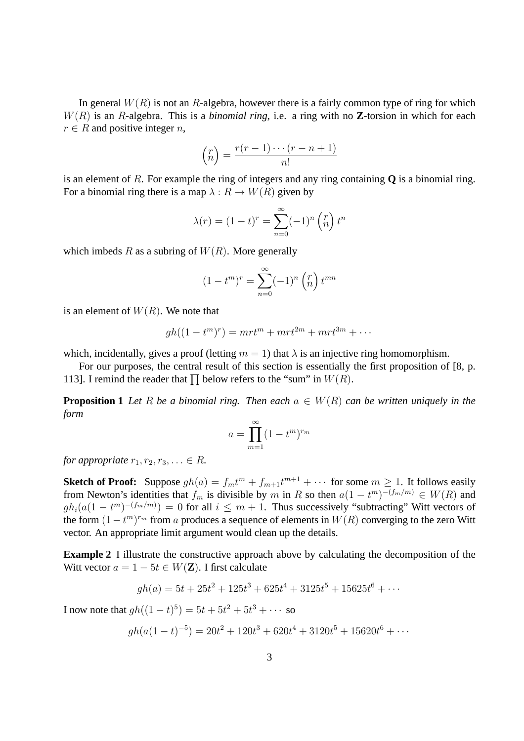In general $W(R)$ is not an $R$-algebra, however there is a fairly common type of ring for which $W(R)$ is an $R$-algebra. This is a *binomial ring*, i.e. a ring with no **Z**-torsion in which for each $r \in R$ and positive integer $n$,

$$\binom{r}{n} = \frac{r(r-1)\cdots(r-n+1)}{n!}$$

is an element of $R$. For example the ring of integers and any ring containing **Q** is a binomial ring. For a binomial ring there is a map $\lambda : R \to W(R)$ given by

$$\lambda(r) = (1-t)^r = \sum_{n=0}^{\infty} (-1)^n \binom{r}{n} t^n$$

which imbeds $R$ as a subring of $W(R)$. More generally

$$(1-t^m)^r = \sum_{n=0}^{\infty} (-1)^n \binom{r}{n} t^{mn}$$

is an element of $W(R)$. We note that

$$gh((1-t^m)^r) = mrt^m + mrt^{2m} + mrt^{3m} + \cdots$$

which, incidentally, gives a proof (letting $m = 1$) that $\lambda$ is an injective ring homomorphism.

For our purposes, the central result of this section is essentially the first proposition of [8, p. 113]. I remind the reader that $\prod$ below refers to the "sum" in $W(R)$.

**Proposition 1** *Let $R$ be a binomial ring. Then each $a \in W(R)$ can be written uniquely in the form*

$$a = \prod_{m=1}^{\infty} (1-t^m)^{r_m}$$

*for appropriate $r_1, r_2, r_3, \ldots \in R$.*

**Sketch of Proof:** Suppose $gh(a) = f_m t^m + f_{m+1} t^{m+1} + \cdots$ for some $m \geq 1$. It follows easily from Newton's identities that $f_m$ is divisible by $m$ in $R$ so then $a(1-t^m)^{-(f_m/m)} \in W(R)$ and $gh_i(a(1-t^m)^{-(f_m/m)}) = 0$ for all $i \leq m+1$. Thus successively "subtracting" Witt vectors of the form $(1-t^m)^{r_m}$ from $a$ produces a sequence of elements in $W(R)$ converging to the zero Witt vector. An appropriate limit argument would clean up the details.

**Example 2** I illustrate the constructive approach above by calculating the decomposition of the Witt vector $a = 1 - 5t \in W(\mathbf{Z})$. I first calculate

$$gh(a) = 5t + 25t^2 + 125t^3 + 625t^4 + 3125t^5 + 15625t^6 + \cdots$$

I now note that $gh((1-t)^5) = 5t + 5t^2 + 5t^3 + \cdots$ so

$$gh(a(1-t)^{-5}) = 20t^2 + 120t^3 + 620t^4 + 3120t^5 + 15620t^6 + \cdots$$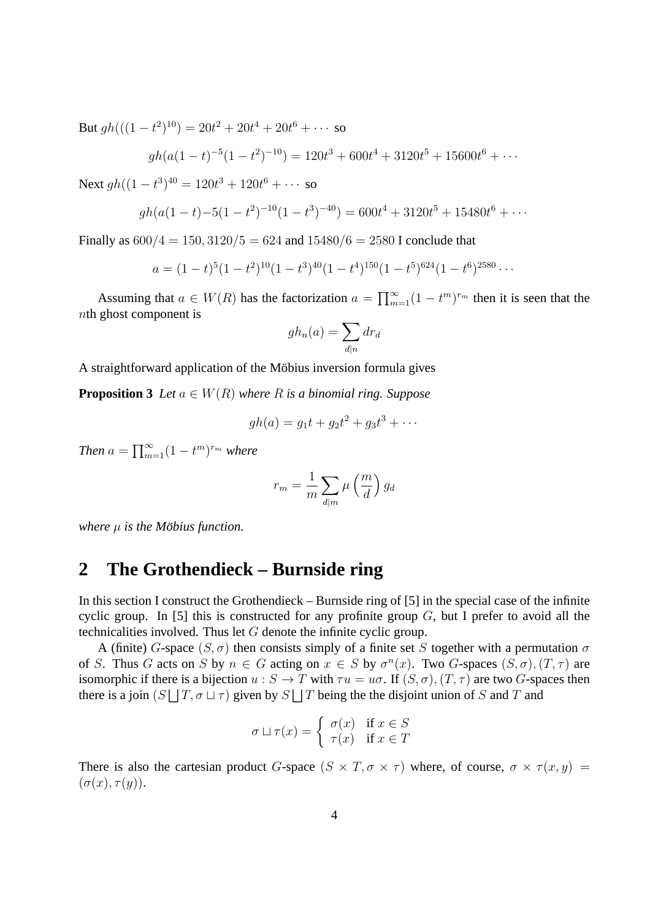But $gh(((1-t^2)^{10}) = 20t^2 + 20t^4 + 20t^6 + \cdots$ so

$$gh(a(1-t)^{-5}(1-t^2)^{-10}) = 120t^3 + 600t^4 + 3120t^5 + 15600t^6 + \cdots$$

Next $gh((1-t^3)^{40} = 120t^3 + 120t^6 + \cdots$ so

$$gh(a(1-t){-}5(1-t^2)^{-10}(1-t^3)^{-40}) = 600t^4 + 3120t^5 + 15480t^6 + \cdots$$

Finally as $600/4 = 150, 3120/5 = 624$ and $15480/6 = 2580$ I conclude that

$$a = (1-t)^5(1-t^2)^{10}(1-t^3)^{40}(1-t^4)^{150}(1-t^5)^{624}(1-t^6)^{2580}\cdots$$

Assuming that $a \in W(R)$ has the factorization $a = \prod_{m=1}^{\infty}(1-t^m)^{r_m}$ then it is seen that the $n$th ghost component is

$$gh_n(a) = \sum_{d|n} dr_d$$

A straightforward application of the Möbius inversion formula gives

**Proposition 3** *Let $a \in W(R)$ where $R$ is a binomial ring. Suppose*

$$gh(a) = g_1 t + g_2 t^2 + g_3 t^3 + \cdots$$

*Then $a = \prod_{m=1}^{\infty}(1-t^m)^{r_m}$ where*

$$r_m = \frac{1}{m}\sum_{d|m}\mu\left(\frac{m}{d}\right)g_d$$

*where $\mu$ is the Möbius function.*

## 2 The Grothendieck – Burnside ring

In this section I construct the Grothendieck – Burnside ring of [5] in the special case of the infinite cyclic group. In [5] this is constructed for any profinite group $G$, but I prefer to avoid all the technicalities involved. Thus let $G$ denote the infinite cyclic group.

A (finite) $G$-space $(S, \sigma)$ then consists simply of a finite set $S$ together with a permutation $\sigma$ of $S$. Thus $G$ acts on $S$ by $n \in G$ acting on $x \in S$ by $\sigma^n(x)$. Two $G$-spaces $(S, \sigma), (T, \tau)$ are isomorphic if there is a bijection $u : S \to T$ with $\tau u = u\sigma$. If $(S, \sigma), (T, \tau)$ are two $G$-spaces then there is a join $(S \bigsqcup T, \sigma \sqcup \tau)$ given by $S \bigsqcup T$ being the the disjoint union of $S$ and $T$ and

$$\sigma \sqcup \tau(x) = \begin{cases} \sigma(x) & \text{if } x \in S \\ \tau(x) & \text{if } x \in T \end{cases}$$

There is also the cartesian product $G$-space $(S \times T, \sigma \times \tau)$ where, of course, $\sigma \times \tau(x, y) = (\sigma(x), \tau(y))$.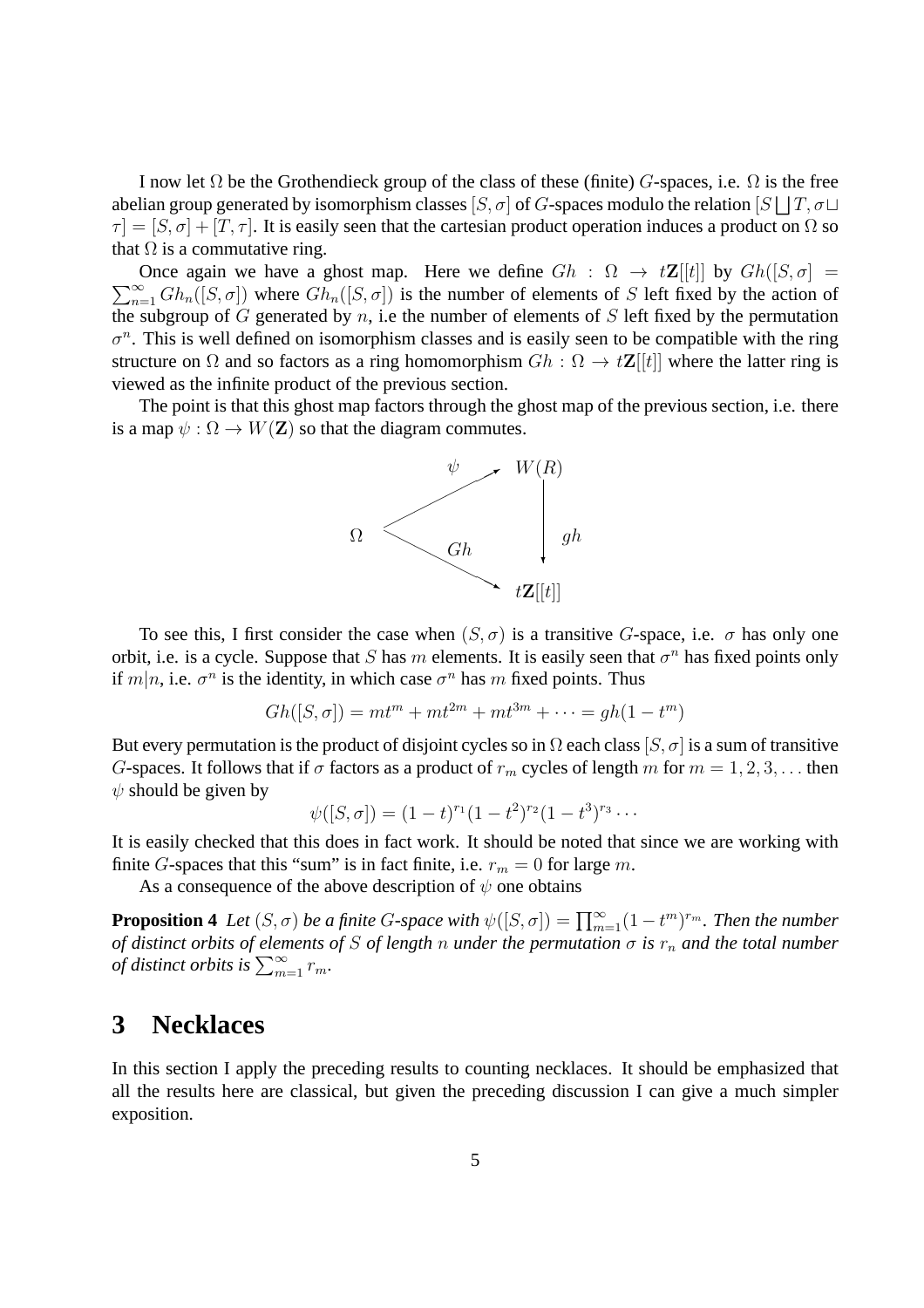I now let $\Omega$ be the Grothendieck group of the class of these (finite) $G$-spaces, i.e. $\Omega$ is the free abelian group generated by isomorphism classes $[S, \sigma]$ of $G$-spaces modulo the relation $[S \bigsqcup T, \sigma \sqcup \tau] = [S, \sigma] + [T, \tau]$. It is easily seen that the cartesian product operation induces a product on $\Omega$ so that $\Omega$ is a commutative ring.

Once again we have a ghost map. Here we define $Gh : \Omega \to t\mathbf{Z}[[t]]$ by $Gh([S, \sigma] = \sum_{n=1}^{\infty} Gh_n([S, \sigma])$ where $Gh_n([S, \sigma])$ is the number of elements of $S$ left fixed by the action of the subgroup of $G$ generated by $n$, i.e the number of elements of $S$ left fixed by the permutation $\sigma^n$. This is well defined on isomorphism classes and is easily seen to be compatible with the ring structure on $\Omega$ and so factors as a ring homomorphism $Gh : \Omega \to t\mathbf{Z}[[t]]$ where the latter ring is viewed as the infinite product of the previous section.

The point is that this ghost map factors through the ghost map of the previous section, i.e. there is a map $\psi : \Omega \to W(\mathbf{Z})$ so that the diagram commutes.

$$
\begin{array}{ccc}
 & \overset{\psi}{\nearrow} & W(R) \\
\Omega & & \big\downarrow gh \\
 & \underset{Gh}{\searrow} & t\mathbf{Z}[[t]]
\end{array}
$$

To see this, I first consider the case when $(S, \sigma)$ is a transitive $G$-space, i.e. $\sigma$ has only one orbit, i.e. is a cycle. Suppose that $S$ has $m$ elements. It is easily seen that $\sigma^n$ has fixed points only if $m|n$, i.e. $\sigma^n$ is the identity, in which case $\sigma^n$ has $m$ fixed points. Thus

$$Gh([S, \sigma]) = mt^m + mt^{2m} + mt^{3m} + \cdots = gh(1 - t^m)$$

But every permutation is the product of disjoint cycles so in $\Omega$ each class $[S, \sigma]$ is a sum of transitive $G$-spaces. It follows that if $\sigma$ factors as a product of $r_m$ cycles of length $m$ for $m = 1, 2, 3, \ldots$ then $\psi$ should be given by

$$\psi([S, \sigma]) = (1 - t)^{r_1}(1 - t^2)^{r_2}(1 - t^3)^{r_3} \cdots$$

It is easily checked that this does in fact work. It should be noted that since we are working with finite $G$-spaces that this "sum" is in fact finite, i.e. $r_m = 0$ for large $m$.

As a consequence of the above description of $\psi$ one obtains

**Proposition 4** *Let $(S, \sigma)$ be a finite $G$-space with $\psi([S, \sigma]) = \prod_{m=1}^{\infty}(1 - t^m)^{r_m}$. Then the number of distinct orbits of elements of $S$ of length $n$ under the permutation $\sigma$ is $r_n$ and the total number of distinct orbits is $\sum_{m=1}^{\infty} r_m$.*

## 3 Necklaces

In this section I apply the preceding results to counting necklaces. It should be emphasized that all the results here are classical, but given the preceding discussion I can give a much simpler exposition.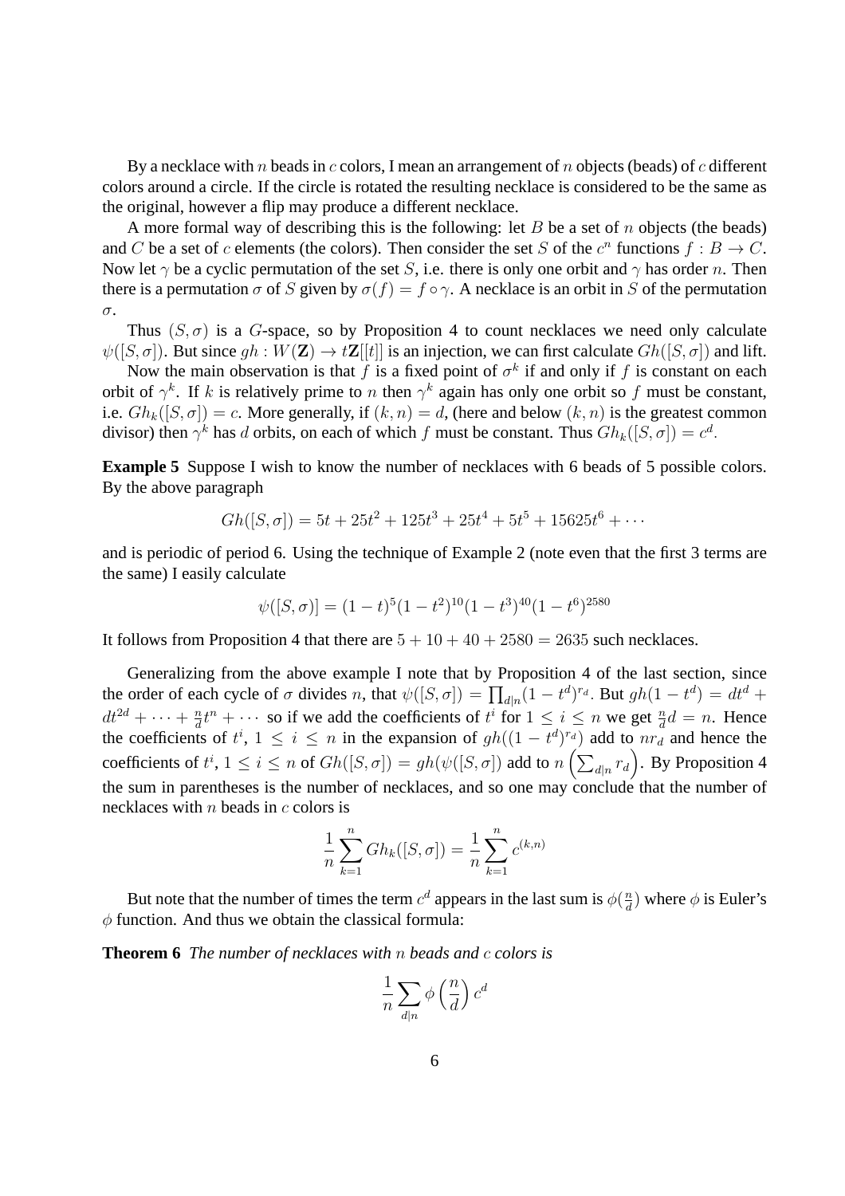By a necklace with $n$ beads in $c$ colors, I mean an arrangement of $n$ objects (beads) of $c$ different colors around a circle. If the circle is rotated the resulting necklace is considered to be the same as the original, however a flip may produce a different necklace.

A more formal way of describing this is the following: let $B$ be a set of $n$ objects (the beads) and $C$ be a set of $c$ elements (the colors). Then consider the set $S$ of the $c^n$ functions $f : B \to C$. Now let $\gamma$ be a cyclic permutation of the set $S$, i.e. there is only one orbit and $\gamma$ has order $n$. Then there is a permutation $\sigma$ of $S$ given by $\sigma(f) = f \circ \gamma$. A necklace is an orbit in $S$ of the permutation $\sigma$.

Thus $(S, \sigma)$ is a $G$-space, so by Proposition 4 to count necklaces we need only calculate $\psi([S, \sigma])$. But since $gh : W(\mathbf{Z}) \to t\mathbf{Z}[[t]]$ is an injection, we can first calculate $Gh([S, \sigma])$ and lift.

Now the main observation is that $f$ is a fixed point of $\sigma^k$ if and only if $f$ is constant on each orbit of $\gamma^k$. If $k$ is relatively prime to $n$ then $\gamma^k$ again has only one orbit so $f$ must be constant, i.e. $Gh_k([S, \sigma]) = c$. More generally, if $(k, n) = d$, (here and below $(k, n)$ is the greatest common divisor) then $\gamma^k$ has $d$ orbits, on each of which $f$ must be constant. Thus $Gh_k([S, \sigma]) = c^d$.

**Example 5** Suppose I wish to know the number of necklaces with 6 beads of 5 possible colors. By the above paragraph

$$Gh([S, \sigma]) = 5t + 25t^2 + 125t^3 + 25t^4 + 5t^5 + 15625t^6 + \cdots$$

and is periodic of period 6. Using the technique of Example 2 (note even that the first 3 terms are the same) I easily calculate

$$\psi([S, \sigma)] = (1 - t)^5(1 - t^2)^{10}(1 - t^3)^{40}(1 - t^6)^{2580}$$

It follows from Proposition 4 that there are $5 + 10 + 40 + 2580 = 2635$ such necklaces.

Generalizing from the above example I note that by Proposition 4 of the last section, since the order of each cycle of $\sigma$ divides $n$, that $\psi([S, \sigma]) = \prod_{d|n}(1 - t^d)^{r_d}$. But $gh(1 - t^d) = dt^d + dt^{2d} + \cdots + \frac{n}{d}t^n + \cdots$ so if we add the coefficients of $t^i$ for $1 \leq i \leq n$ we get $\frac{n}{d}d = n$. Hence the coefficients of $t^i$, $1 \leq i \leq n$ in the expansion of $gh((1 - t^d)^{r_d})$ add to $nr_d$ and hence the coefficients of $t^i$, $1 \leq i \leq n$ of $Gh([S, \sigma]) = gh(\psi([S, \sigma])$ add to $n\left(\sum_{d|n} r_d\right)$. By Proposition 4 the sum in parentheses is the number of necklaces, and so one may conclude that the number of necklaces with $n$ beads in $c$ colors is

$$\frac{1}{n}\sum_{k=1}^{n} Gh_k([S, \sigma]) = \frac{1}{n}\sum_{k=1}^{n} c^{(k,n)}$$

But note that the number of times the term $c^d$ appears in the last sum is $\phi(\frac{n}{d})$ where $\phi$ is Euler's $\phi$ function. And thus we obtain the classical formula:

**Theorem 6** *The number of necklaces with $n$ beads and $c$ colors is*

$$\frac{1}{n}\sum_{d|n} \phi\left(\frac{n}{d}\right) c^d$$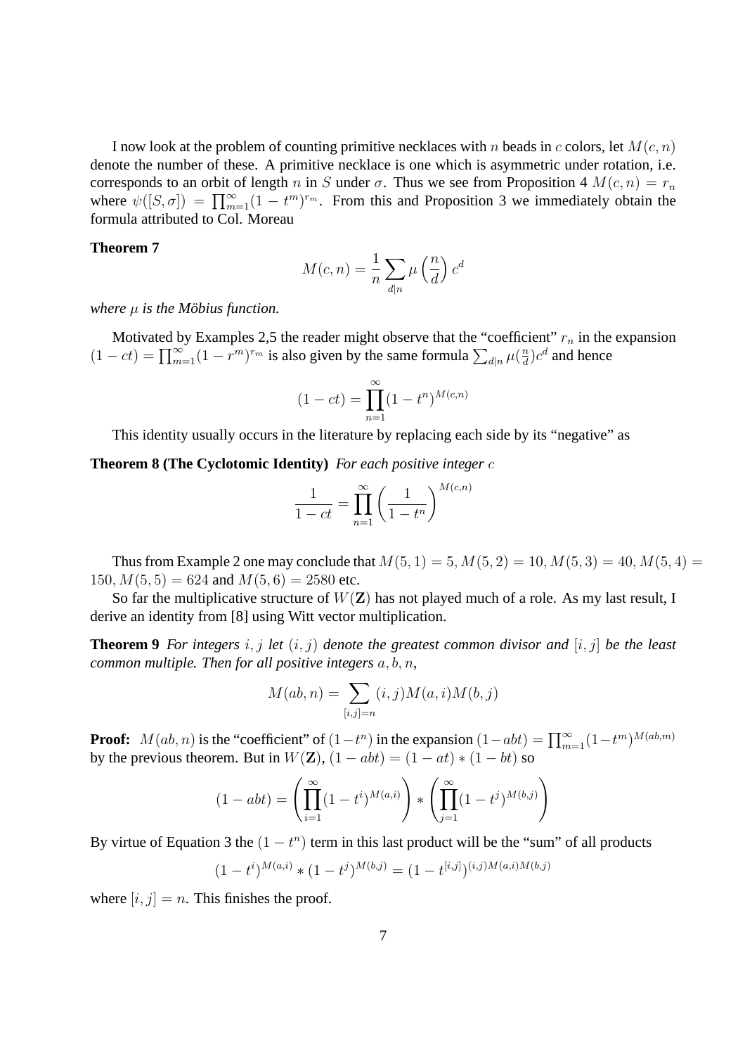I now look at the problem of counting primitive necklaces with $n$ beads in $c$ colors, let $M(c,n)$ denote the number of these. A primitive necklace is one which is asymmetric under rotation, i.e. corresponds to an orbit of length $n$ in $S$ under $\sigma$. Thus we see from Proposition 4 $M(c,n) = r_n$ where $\psi([S,\sigma]) = \prod_{m=1}^{\infty}(1-t^m)^{r_m}$. From this and Proposition 3 we immediately obtain the formula attributed to Col. Moreau

**Theorem 7**

$$M(c,n) = \frac{1}{n}\sum_{d|n}\mu\left(\frac{n}{d}\right)c^d$$

*where $\mu$ is the Möbius function.*

Motivated by Examples 2,5 the reader might observe that the "coefficient" $r_n$ in the expansion $(1-ct) = \prod_{m=1}^{\infty}(1-r^m)^{r_m}$ is also given by the same formula $\sum_{d|n}\mu(\frac{n}{d})c^d$ and hence

$$(1-ct) = \prod_{n=1}^{\infty}(1-t^n)^{M(c,n)}$$

This identity usually occurs in the literature by replacing each side by its "negative" as

**Theorem 8 (The Cyclotomic Identity)** *For each positive integer $c$*

$$\frac{1}{1-ct} = \prod_{n=1}^{\infty}\left(\frac{1}{1-t^n}\right)^{M(c,n)}$$

Thus from Example 2 one may conclude that $M(5,1) = 5, M(5,2) = 10, M(5,3) = 40, M(5,4) = 150, M(5,5) = 624$ and $M(5,6) = 2580$ etc.

So far the multiplicative structure of $W(\mathbf{Z})$ has not played much of a role. As my last result, I derive an identity from [8] using Witt vector multiplication.

**Theorem 9** *For integers $i,j$ let $(i,j)$ denote the greatest common divisor and $[i,j]$ be the least common multiple. Then for all positive integers $a,b,n$,*

$$M(ab,n) = \sum_{[i,j]=n}(i,j)M(a,i)M(b,j)$$

**Proof:** $M(ab,n)$ is the "coefficient" of $(1-t^n)$ in the expansion $(1-abt) = \prod_{m=1}^{\infty}(1-t^m)^{M(ab,m)}$ by the previous theorem. But in $W(\mathbf{Z})$, $(1-abt) = (1-at)*(1-bt)$ so

$$(1-abt) = \left(\prod_{i=1}^{\infty}(1-t^i)^{M(a,i)}\right)*\left(\prod_{j=1}^{\infty}(1-t^j)^{M(b,j)}\right)$$

By virtue of Equation 3 the $(1-t^n)$ term in this last product will be the "sum" of all products

$$(1-t^i)^{M(a,i)}*(1-t^j)^{M(b,j)} = (1-t^{[i,j]})^{(i,j)M(a,i)M(b,j)}$$

where $[i,j]=n$. This finishes the proof.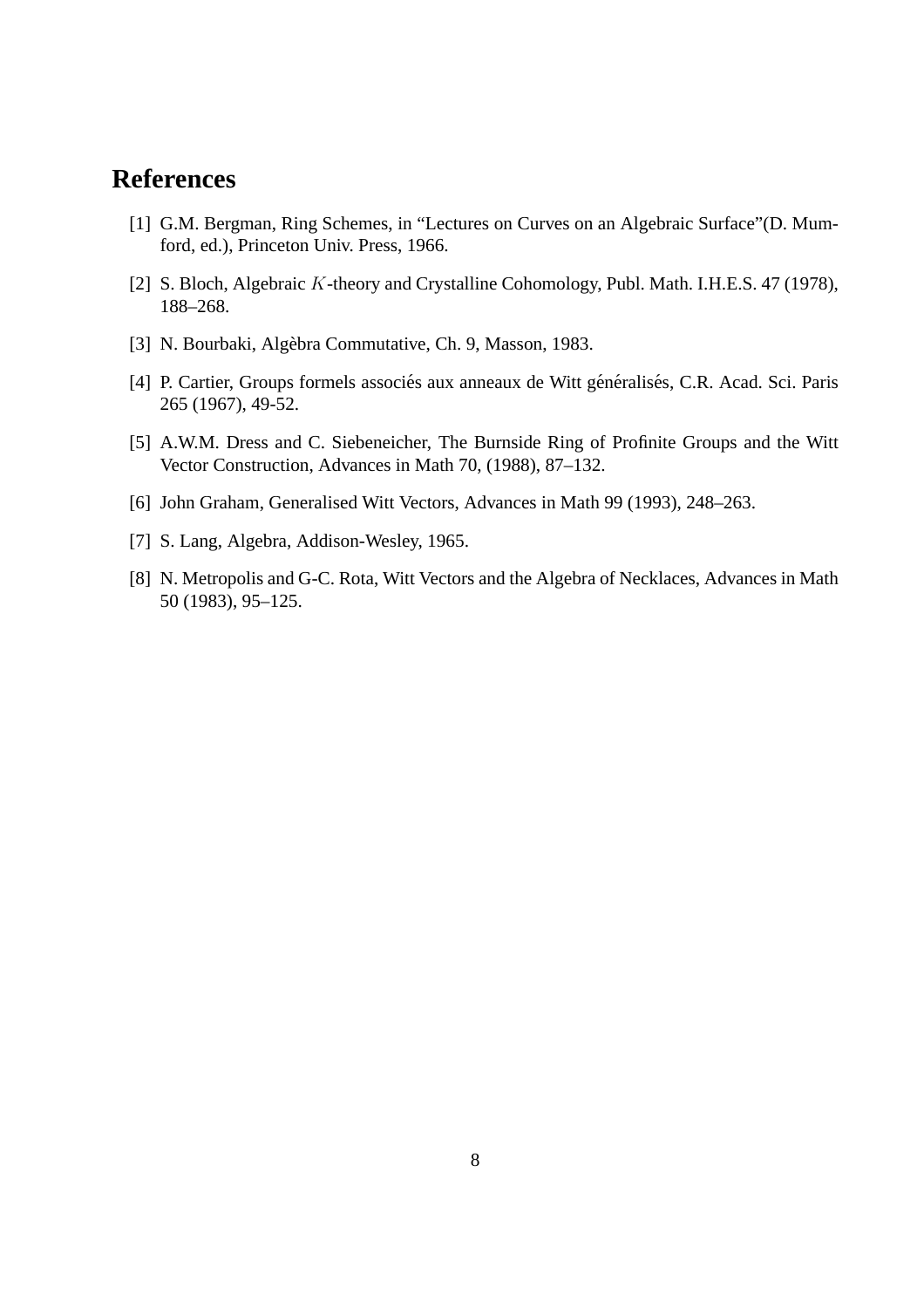## References

[1] G.M. Bergman, Ring Schemes, in "Lectures on Curves on an Algebraic Surface"(D. Mumford, ed.), Princeton Univ. Press, 1966.

[2] S. Bloch, Algebraic $K$-theory and Crystalline Cohomology, Publ. Math. I.H.E.S. 47 (1978), 188–268.

[3] N. Bourbaki, Algèbra Commutative, Ch. 9, Masson, 1983.

[4] P. Cartier, Groups formels associés aux anneaux de Witt généralisés, C.R. Acad. Sci. Paris 265 (1967), 49-52.

[5] A.W.M. Dress and C. Siebeneicher, The Burnside Ring of Profinite Groups and the Witt Vector Construction, Advances in Math 70, (1988), 87–132.

[6] John Graham, Generalised Witt Vectors, Advances in Math 99 (1993), 248–263.

[7] S. Lang, Algebra, Addison-Wesley, 1965.

[8] N. Metropolis and G-C. Rota, Witt Vectors and the Algebra of Necklaces, Advances in Math 50 (1983), 95–125.